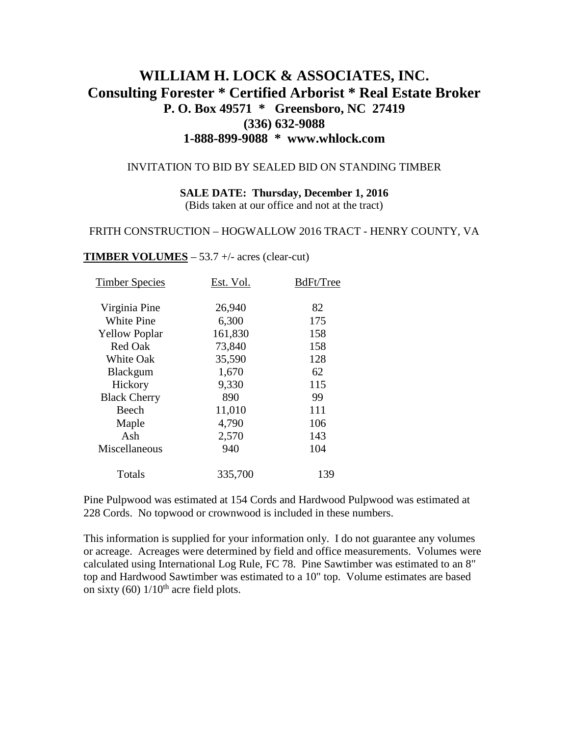# WILLIAM H. LOCK & ASSOCIATES, INC.

## Consulting Forester * Certified Arborist * Real Estate Broker

**P. O. Box 49571 * Greensboro, NC 27419**

**(336) 632-9088**

**1-888-899-9088 * www.whlock.com**

INVITATION TO BID BY SEALED BID ON STANDING TIMBER

**SALE DATE: Thursday, December 1, 2016**

(Bids taken at our office and not at the tract)

FRITH CONSTRUCTION – HOGWALLOW 2016 TRACT - HENRY COUNTY, VA

**TIMBER VOLUMES** – 53.7 +/- acres (clear-cut)

| Timber Species | Est. Vol. | BdFt/Tree |
|---|---|---|
| Virginia Pine | 26,940 | 82 |
| White Pine | 6,300 | 175 |
| Yellow Poplar | 161,830 | 158 |
| Red Oak | 73,840 | 158 |
| White Oak | 35,590 | 128 |
| Blackgum | 1,670 | 62 |
| Hickory | 9,330 | 115 |
| Black Cherry | 890 | 99 |
| Beech | 11,010 | 111 |
| Maple | 4,790 | 106 |
| Ash | 2,570 | 143 |
| Miscellaneous | 940 | 104 |
| Totals | 335,700 | 139 |

Pine Pulpwood was estimated at 154 Cords and Hardwood Pulpwood was estimated at 228 Cords. No topwood or crownwood is included in these numbers.

This information is supplied for your information only. I do not guarantee any volumes or acreage. Acreages were determined by field and office measurements. Volumes were calculated using International Log Rule, FC 78. Pine Sawtimber was estimated to an 8" top and Hardwood Sawtimber was estimated to a 10" top. Volume estimates are based on sixty (60) 1/10th acre field plots.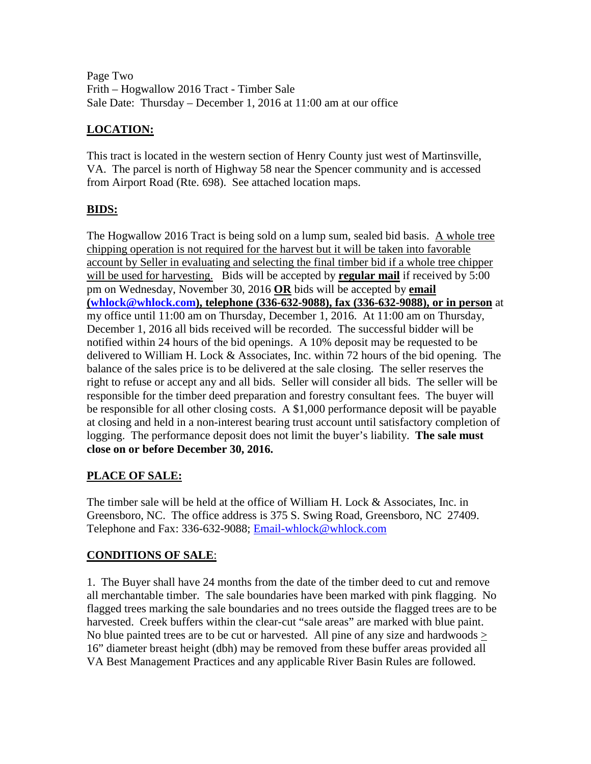Page Two
Frith – Hogwallow 2016 Tract - Timber Sale
Sale Date: Thursday – December 1, 2016 at 11:00 am at our office

## LOCATION:

This tract is located in the western section of Henry County just west of Martinsville, VA. The parcel is north of Highway 58 near the Spencer community and is accessed from Airport Road (Rte. 698). See attached location maps.

## BIDS:

The Hogwallow 2016 Tract is being sold on a lump sum, sealed bid basis. A whole tree chipping operation is not required for the harvest but it will be taken into favorable account by Seller in evaluating and selecting the final timber bid if a whole tree chipper will be used for harvesting. Bids will be accepted by **regular mail** if received by 5:00 pm on Wednesday, November 30, 2016 **OR** bids will be accepted by **email (whlock@whlock.com), telephone (336-632-9088), fax (336-632-9088), or in person** at my office until 11:00 am on Thursday, December 1, 2016. At 11:00 am on Thursday, December 1, 2016 all bids received will be recorded. The successful bidder will be notified within 24 hours of the bid openings. A 10% deposit may be requested to be delivered to William H. Lock & Associates, Inc. within 72 hours of the bid opening. The balance of the sales price is to be delivered at the sale closing. The seller reserves the right to refuse or accept any and all bids. Seller will consider all bids. The seller will be responsible for the timber deed preparation and forestry consultant fees. The buyer will be responsible for all other closing costs. A $1,000 performance deposit will be payable at closing and held in a non-interest bearing trust account until satisfactory completion of logging. The performance deposit does not limit the buyer's liability. **The sale must close on or before December 30, 2016.**

## PLACE OF SALE:

The timber sale will be held at the office of William H. Lock & Associates, Inc. in Greensboro, NC. The office address is 375 S. Swing Road, Greensboro, NC 27409. Telephone and Fax: 336-632-9088; Email-whlock@whlock.com

## CONDITIONS OF SALE:

1. The Buyer shall have 24 months from the date of the timber deed to cut and remove all merchantable timber. The sale boundaries have been marked with pink flagging. No flagged trees marking the sale boundaries and no trees outside the flagged trees are to be harvested. Creek buffers within the clear-cut "sale areas" are marked with blue paint. No blue painted trees are to be cut or harvested. All pine of any size and hardwoods ≥ 16" diameter breast height (dbh) may be removed from these buffer areas provided all VA Best Management Practices and any applicable River Basin Rules are followed.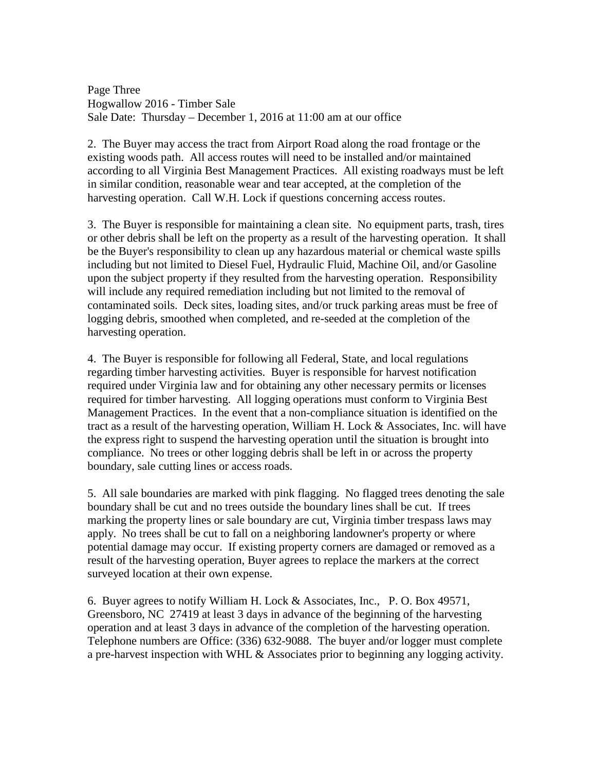2. The Buyer may access the tract from Airport Road along the road frontage or the existing woods path. All access routes will need to be installed and/or maintained according to all Virginia Best Management Practices. All existing roadways must be left in similar condition, reasonable wear and tear accepted, at the completion of the harvesting operation. Call W.H. Lock if questions concerning access routes.

3. The Buyer is responsible for maintaining a clean site. No equipment parts, trash, tires or other debris shall be left on the property as a result of the harvesting operation. It shall be the Buyer's responsibility to clean up any hazardous material or chemical waste spills including but not limited to Diesel Fuel, Hydraulic Fluid, Machine Oil, and/or Gasoline upon the subject property if they resulted from the harvesting operation. Responsibility will include any required remediation including but not limited to the removal of contaminated soils. Deck sites, loading sites, and/or truck parking areas must be free of logging debris, smoothed when completed, and re-seeded at the completion of the harvesting operation.

4. The Buyer is responsible for following all Federal, State, and local regulations regarding timber harvesting activities. Buyer is responsible for harvest notification required under Virginia law and for obtaining any other necessary permits or licenses required for timber harvesting. All logging operations must conform to Virginia Best Management Practices. In the event that a non-compliance situation is identified on the tract as a result of the harvesting operation, William H. Lock & Associates, Inc. will have the express right to suspend the harvesting operation until the situation is brought into compliance. No trees or other logging debris shall be left in or across the property boundary, sale cutting lines or access roads.

5. All sale boundaries are marked with pink flagging. No flagged trees denoting the sale boundary shall be cut and no trees outside the boundary lines shall be cut. If trees marking the property lines or sale boundary are cut, Virginia timber trespass laws may apply. No trees shall be cut to fall on a neighboring landowner's property or where potential damage may occur. If existing property corners are damaged or removed as a result of the harvesting operation, Buyer agrees to replace the markers at the correct surveyed location at their own expense.

6. Buyer agrees to notify William H. Lock & Associates, Inc., P. O. Box 49571, Greensboro, NC 27419 at least 3 days in advance of the beginning of the harvesting operation and at least 3 days in advance of the completion of the harvesting operation. Telephone numbers are Office: (336) 632-9088. The buyer and/or logger must complete a pre-harvest inspection with WHL & Associates prior to beginning any logging activity.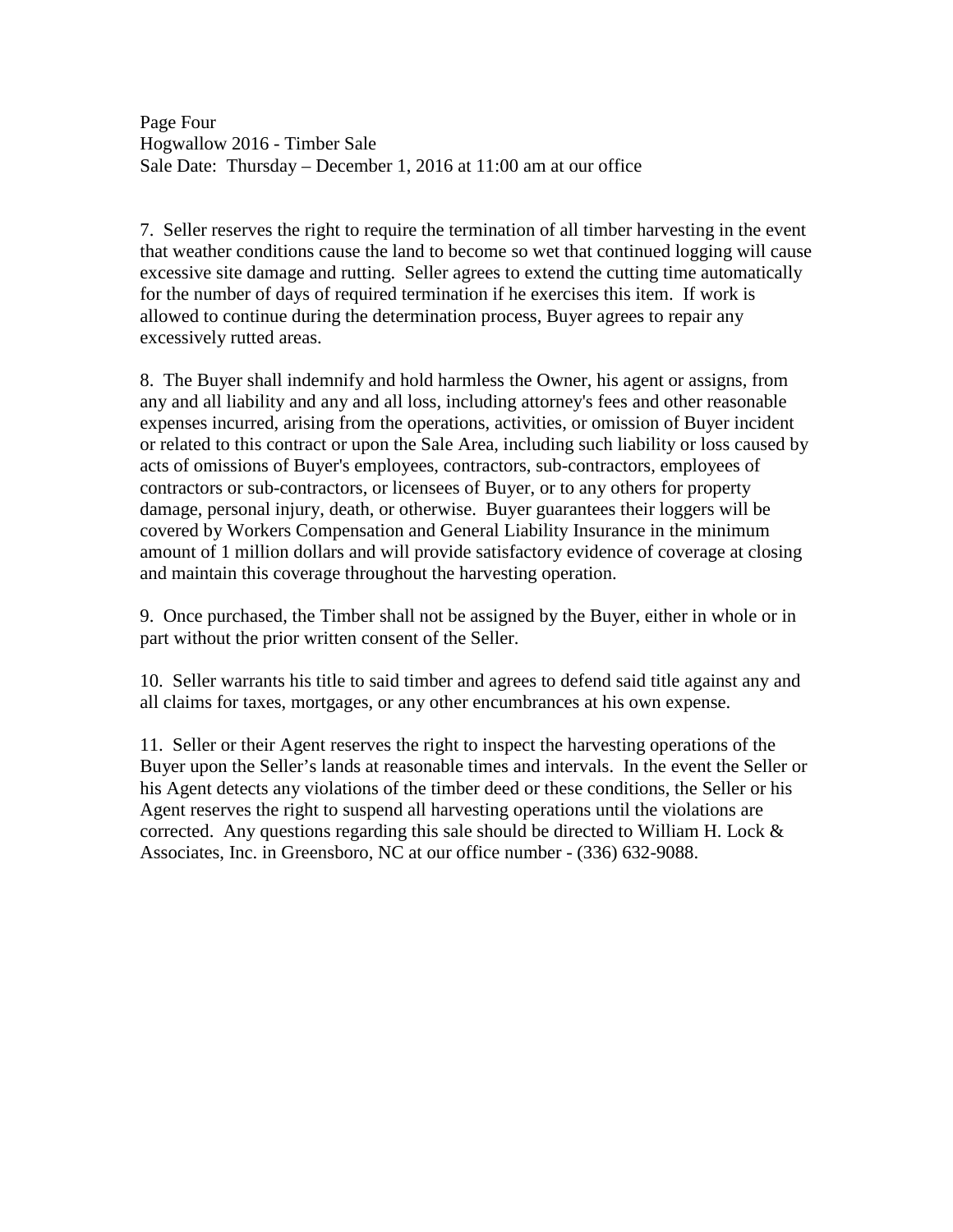7. Seller reserves the right to require the termination of all timber harvesting in the event that weather conditions cause the land to become so wet that continued logging will cause excessive site damage and rutting. Seller agrees to extend the cutting time automatically for the number of days of required termination if he exercises this item. If work is allowed to continue during the determination process, Buyer agrees to repair any excessively rutted areas.

8. The Buyer shall indemnify and hold harmless the Owner, his agent or assigns, from any and all liability and any and all loss, including attorney's fees and other reasonable expenses incurred, arising from the operations, activities, or omission of Buyer incident or related to this contract or upon the Sale Area, including such liability or loss caused by acts of omissions of Buyer's employees, contractors, sub-contractors, employees of contractors or sub-contractors, or licensees of Buyer, or to any others for property damage, personal injury, death, or otherwise. Buyer guarantees their loggers will be covered by Workers Compensation and General Liability Insurance in the minimum amount of 1 million dollars and will provide satisfactory evidence of coverage at closing and maintain this coverage throughout the harvesting operation.

9. Once purchased, the Timber shall not be assigned by the Buyer, either in whole or in part without the prior written consent of the Seller.

10. Seller warrants his title to said timber and agrees to defend said title against any and all claims for taxes, mortgages, or any other encumbrances at his own expense.

11. Seller or their Agent reserves the right to inspect the harvesting operations of the Buyer upon the Seller's lands at reasonable times and intervals. In the event the Seller or his Agent detects any violations of the timber deed or these conditions, the Seller or his Agent reserves the right to suspend all harvesting operations until the violations are corrected. Any questions regarding this sale should be directed to William H. Lock & Associates, Inc. in Greensboro, NC at our office number - (336) 632-9088.